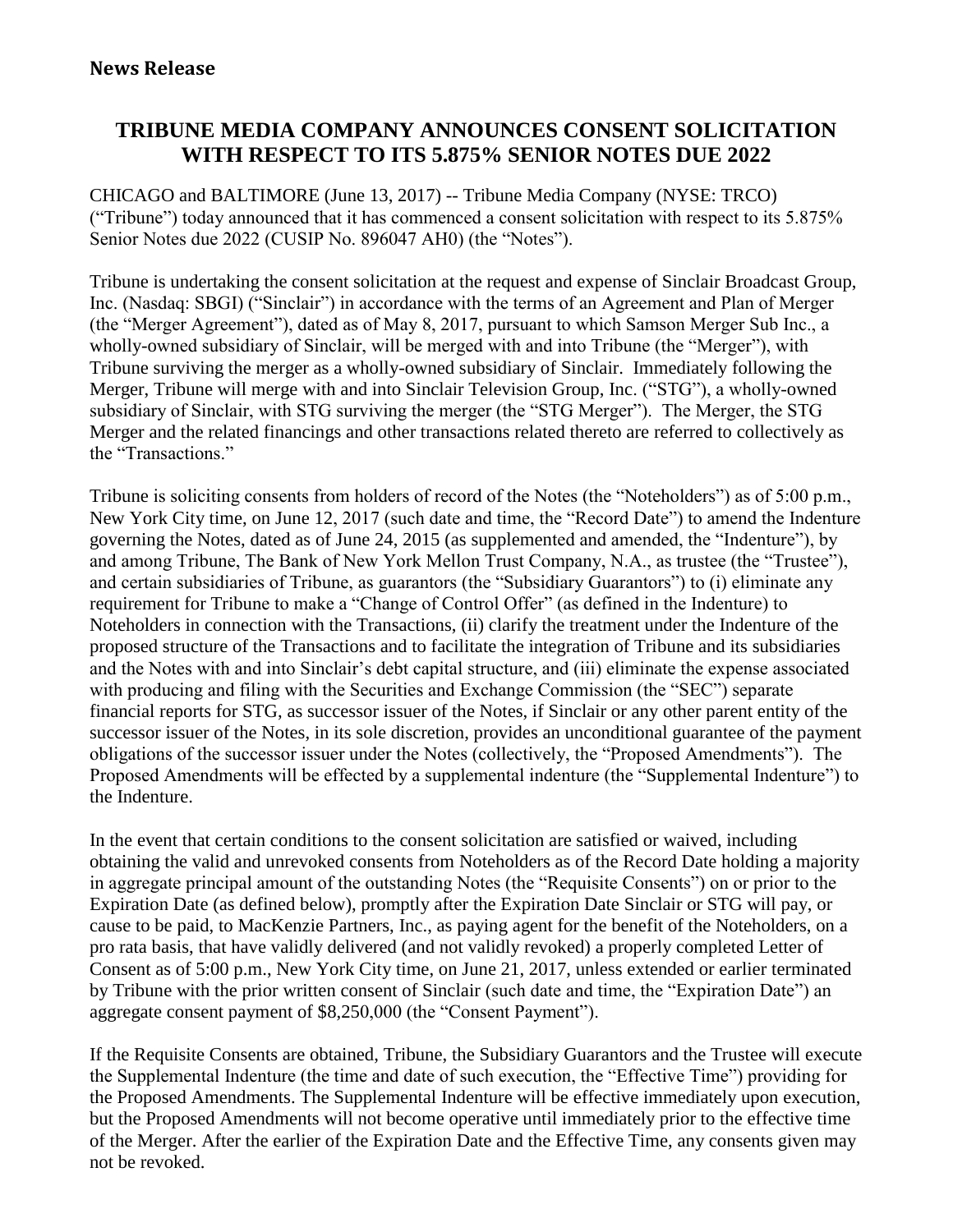**News Release**

# TRIBUNE MEDIA COMPANY ANNOUNCES CONSENT SOLICITATION WITH RESPECT TO ITS 5.875% SENIOR NOTES DUE 2022

CHICAGO and BALTIMORE (June 13, 2017) -- Tribune Media Company (NYSE: TRCO) ("Tribune") today announced that it has commenced a consent solicitation with respect to its 5.875% Senior Notes due 2022 (CUSIP No. 896047 AH0) (the "Notes").

Tribune is undertaking the consent solicitation at the request and expense of Sinclair Broadcast Group, Inc. (Nasdaq: SBGI) ("Sinclair") in accordance with the terms of an Agreement and Plan of Merger (the "Merger Agreement"), dated as of May 8, 2017, pursuant to which Samson Merger Sub Inc., a wholly-owned subsidiary of Sinclair, will be merged with and into Tribune (the "Merger"), with Tribune surviving the merger as a wholly-owned subsidiary of Sinclair. Immediately following the Merger, Tribune will merge with and into Sinclair Television Group, Inc. ("STG"), a wholly-owned subsidiary of Sinclair, with STG surviving the merger (the "STG Merger"). The Merger, the STG Merger and the related financings and other transactions related thereto are referred to collectively as the "Transactions."

Tribune is soliciting consents from holders of record of the Notes (the "Noteholders") as of 5:00 p.m., New York City time, on June 12, 2017 (such date and time, the "Record Date") to amend the Indenture governing the Notes, dated as of June 24, 2015 (as supplemented and amended, the "Indenture"), by and among Tribune, The Bank of New York Mellon Trust Company, N.A., as trustee (the "Trustee"), and certain subsidiaries of Tribune, as guarantors (the "Subsidiary Guarantors") to (i) eliminate any requirement for Tribune to make a "Change of Control Offer" (as defined in the Indenture) to Noteholders in connection with the Transactions, (ii) clarify the treatment under the Indenture of the proposed structure of the Transactions and to facilitate the integration of Tribune and its subsidiaries and the Notes with and into Sinclair's debt capital structure, and (iii) eliminate the expense associated with producing and filing with the Securities and Exchange Commission (the "SEC") separate financial reports for STG, as successor issuer of the Notes, if Sinclair or any other parent entity of the successor issuer of the Notes, in its sole discretion, provides an unconditional guarantee of the payment obligations of the successor issuer under the Notes (collectively, the "Proposed Amendments"). The Proposed Amendments will be effected by a supplemental indenture (the "Supplemental Indenture") to the Indenture.

In the event that certain conditions to the consent solicitation are satisfied or waived, including obtaining the valid and unrevoked consents from Noteholders as of the Record Date holding a majority in aggregate principal amount of the outstanding Notes (the "Requisite Consents") on or prior to the Expiration Date (as defined below), promptly after the Expiration Date Sinclair or STG will pay, or cause to be paid, to MacKenzie Partners, Inc., as paying agent for the benefit of the Noteholders, on a pro rata basis, that have validly delivered (and not validly revoked) a properly completed Letter of Consent as of 5:00 p.m., New York City time, on June 21, 2017, unless extended or earlier terminated by Tribune with the prior written consent of Sinclair (such date and time, the "Expiration Date") an aggregate consent payment of $8,250,000 (the "Consent Payment").

If the Requisite Consents are obtained, Tribune, the Subsidiary Guarantors and the Trustee will execute the Supplemental Indenture (the time and date of such execution, the "Effective Time") providing for the Proposed Amendments. The Supplemental Indenture will be effective immediately upon execution, but the Proposed Amendments will not become operative until immediately prior to the effective time of the Merger. After the earlier of the Expiration Date and the Effective Time, any consents given may not be revoked.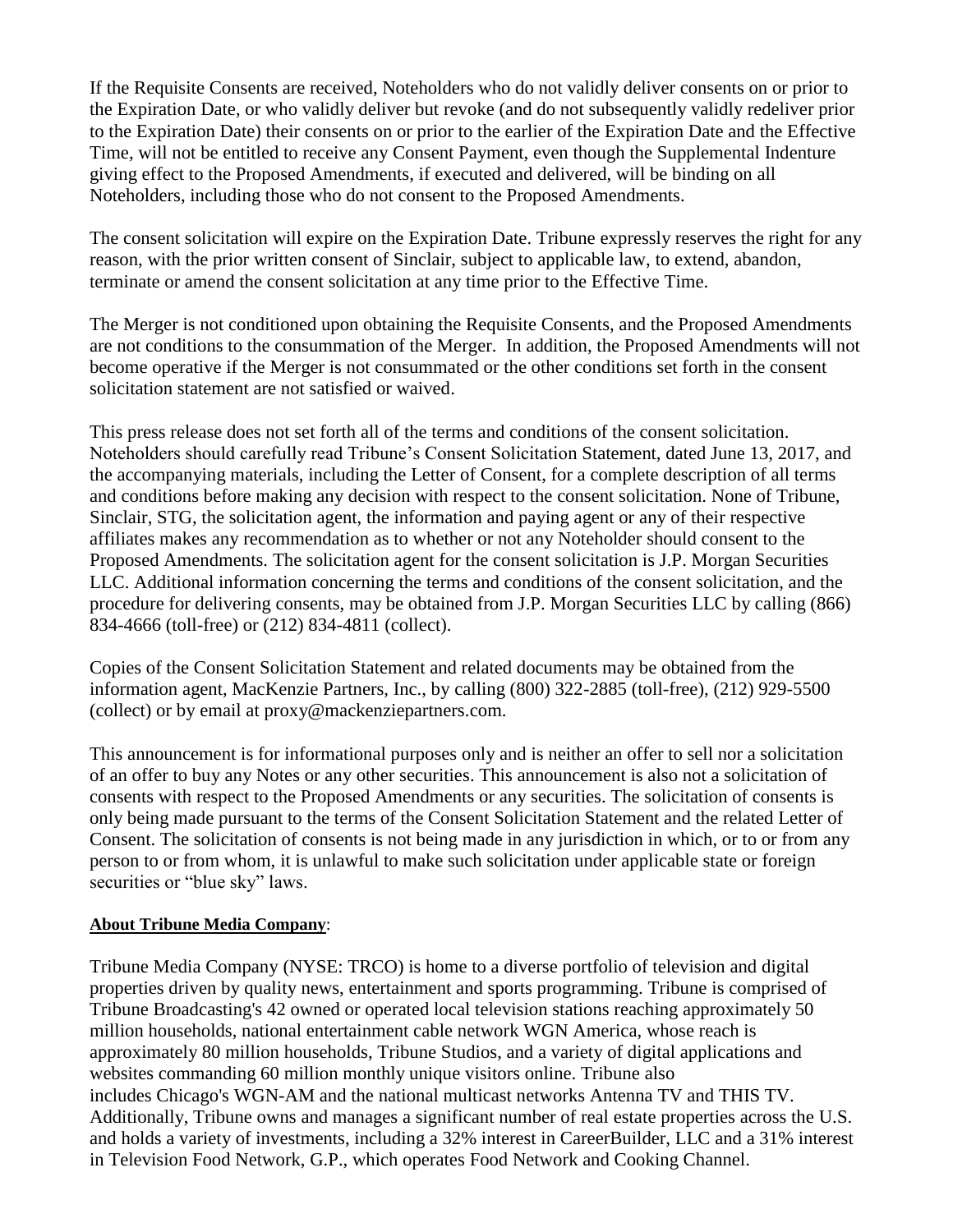If the Requisite Consents are received, Noteholders who do not validly deliver consents on or prior to the Expiration Date, or who validly deliver but revoke (and do not subsequently validly redeliver prior to the Expiration Date) their consents on or prior to the earlier of the Expiration Date and the Effective Time, will not be entitled to receive any Consent Payment, even though the Supplemental Indenture giving effect to the Proposed Amendments, if executed and delivered, will be binding on all Noteholders, including those who do not consent to the Proposed Amendments.

The consent solicitation will expire on the Expiration Date. Tribune expressly reserves the right for any reason, with the prior written consent of Sinclair, subject to applicable law, to extend, abandon, terminate or amend the consent solicitation at any time prior to the Effective Time.

The Merger is not conditioned upon obtaining the Requisite Consents, and the Proposed Amendments are not conditions to the consummation of the Merger. In addition, the Proposed Amendments will not become operative if the Merger is not consummated or the other conditions set forth in the consent solicitation statement are not satisfied or waived.

This press release does not set forth all of the terms and conditions of the consent solicitation. Noteholders should carefully read Tribune's Consent Solicitation Statement, dated June 13, 2017, and the accompanying materials, including the Letter of Consent, for a complete description of all terms and conditions before making any decision with respect to the consent solicitation. None of Tribune, Sinclair, STG, the solicitation agent, the information and paying agent or any of their respective affiliates makes any recommendation as to whether or not any Noteholder should consent to the Proposed Amendments. The solicitation agent for the consent solicitation is J.P. Morgan Securities LLC. Additional information concerning the terms and conditions of the consent solicitation, and the procedure for delivering consents, may be obtained from J.P. Morgan Securities LLC by calling (866) 834-4666 (toll-free) or (212) 834-4811 (collect).

Copies of the Consent Solicitation Statement and related documents may be obtained from the information agent, MacKenzie Partners, Inc., by calling (800) 322-2885 (toll-free), (212) 929-5500 (collect) or by email at proxy@mackenziepartners.com.

This announcement is for informational purposes only and is neither an offer to sell nor a solicitation of an offer to buy any Notes or any other securities. This announcement is also not a solicitation of consents with respect to the Proposed Amendments or any securities. The solicitation of consents is only being made pursuant to the terms of the Consent Solicitation Statement and the related Letter of Consent. The solicitation of consents is not being made in any jurisdiction in which, or to or from any person to or from whom, it is unlawful to make such solicitation under applicable state or foreign securities or "blue sky" laws.

**About Tribune Media Company**:

Tribune Media Company (NYSE: TRCO) is home to a diverse portfolio of television and digital properties driven by quality news, entertainment and sports programming. Tribune is comprised of Tribune Broadcasting's 42 owned or operated local television stations reaching approximately 50 million households, national entertainment cable network WGN America, whose reach is approximately 80 million households, Tribune Studios, and a variety of digital applications and websites commanding 60 million monthly unique visitors online. Tribune also includes Chicago's WGN-AM and the national multicast networks Antenna TV and THIS TV. Additionally, Tribune owns and manages a significant number of real estate properties across the U.S. and holds a variety of investments, including a 32% interest in CareerBuilder, LLC and a 31% interest in Television Food Network, G.P., which operates Food Network and Cooking Channel.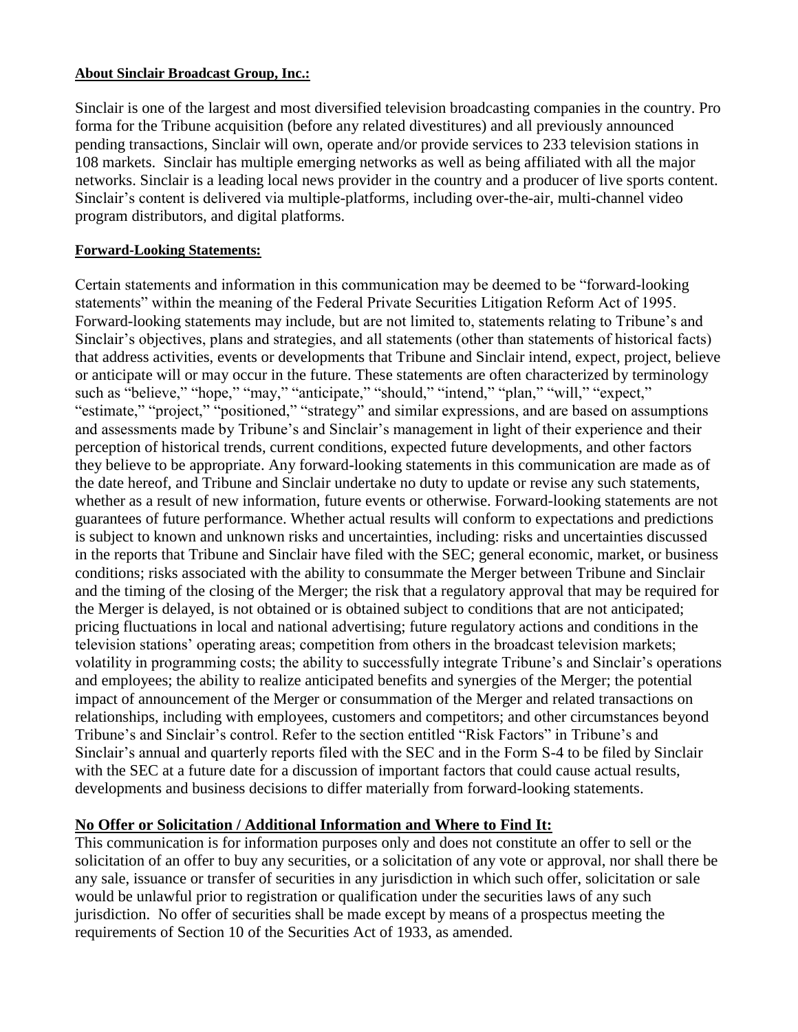**About Sinclair Broadcast Group, Inc.:**

Sinclair is one of the largest and most diversified television broadcasting companies in the country. Pro forma for the Tribune acquisition (before any related divestitures) and all previously announced pending transactions, Sinclair will own, operate and/or provide services to 233 television stations in 108 markets. Sinclair has multiple emerging networks as well as being affiliated with all the major networks. Sinclair is a leading local news provider in the country and a producer of live sports content. Sinclair's content is delivered via multiple-platforms, including over-the-air, multi-channel video program distributors, and digital platforms.

**Forward-Looking Statements:**

Certain statements and information in this communication may be deemed to be "forward-looking statements" within the meaning of the Federal Private Securities Litigation Reform Act of 1995. Forward-looking statements may include, but are not limited to, statements relating to Tribune's and Sinclair's objectives, plans and strategies, and all statements (other than statements of historical facts) that address activities, events or developments that Tribune and Sinclair intend, expect, project, believe or anticipate will or may occur in the future. These statements are often characterized by terminology such as "believe," "hope," "may," "anticipate," "should," "intend," "plan," "will," "expect," "estimate," "project," "positioned," "strategy" and similar expressions, and are based on assumptions and assessments made by Tribune's and Sinclair's management in light of their experience and their perception of historical trends, current conditions, expected future developments, and other factors they believe to be appropriate. Any forward-looking statements in this communication are made as of the date hereof, and Tribune and Sinclair undertake no duty to update or revise any such statements, whether as a result of new information, future events or otherwise. Forward-looking statements are not guarantees of future performance. Whether actual results will conform to expectations and predictions is subject to known and unknown risks and uncertainties, including: risks and uncertainties discussed in the reports that Tribune and Sinclair have filed with the SEC; general economic, market, or business conditions; risks associated with the ability to consummate the Merger between Tribune and Sinclair and the timing of the closing of the Merger; the risk that a regulatory approval that may be required for the Merger is delayed, is not obtained or is obtained subject to conditions that are not anticipated; pricing fluctuations in local and national advertising; future regulatory actions and conditions in the television stations' operating areas; competition from others in the broadcast television markets; volatility in programming costs; the ability to successfully integrate Tribune's and Sinclair's operations and employees; the ability to realize anticipated benefits and synergies of the Merger; the potential impact of announcement of the Merger or consummation of the Merger and related transactions on relationships, including with employees, customers and competitors; and other circumstances beyond Tribune's and Sinclair's control. Refer to the section entitled "Risk Factors" in Tribune's and Sinclair's annual and quarterly reports filed with the SEC and in the Form S-4 to be filed by Sinclair with the SEC at a future date for a discussion of important factors that could cause actual results, developments and business decisions to differ materially from forward-looking statements.

**No Offer or Solicitation / Additional Information and Where to Find It:**

This communication is for information purposes only and does not constitute an offer to sell or the solicitation of an offer to buy any securities, or a solicitation of any vote or approval, nor shall there be any sale, issuance or transfer of securities in any jurisdiction in which such offer, solicitation or sale would be unlawful prior to registration or qualification under the securities laws of any such jurisdiction. No offer of securities shall be made except by means of a prospectus meeting the requirements of Section 10 of the Securities Act of 1933, as amended.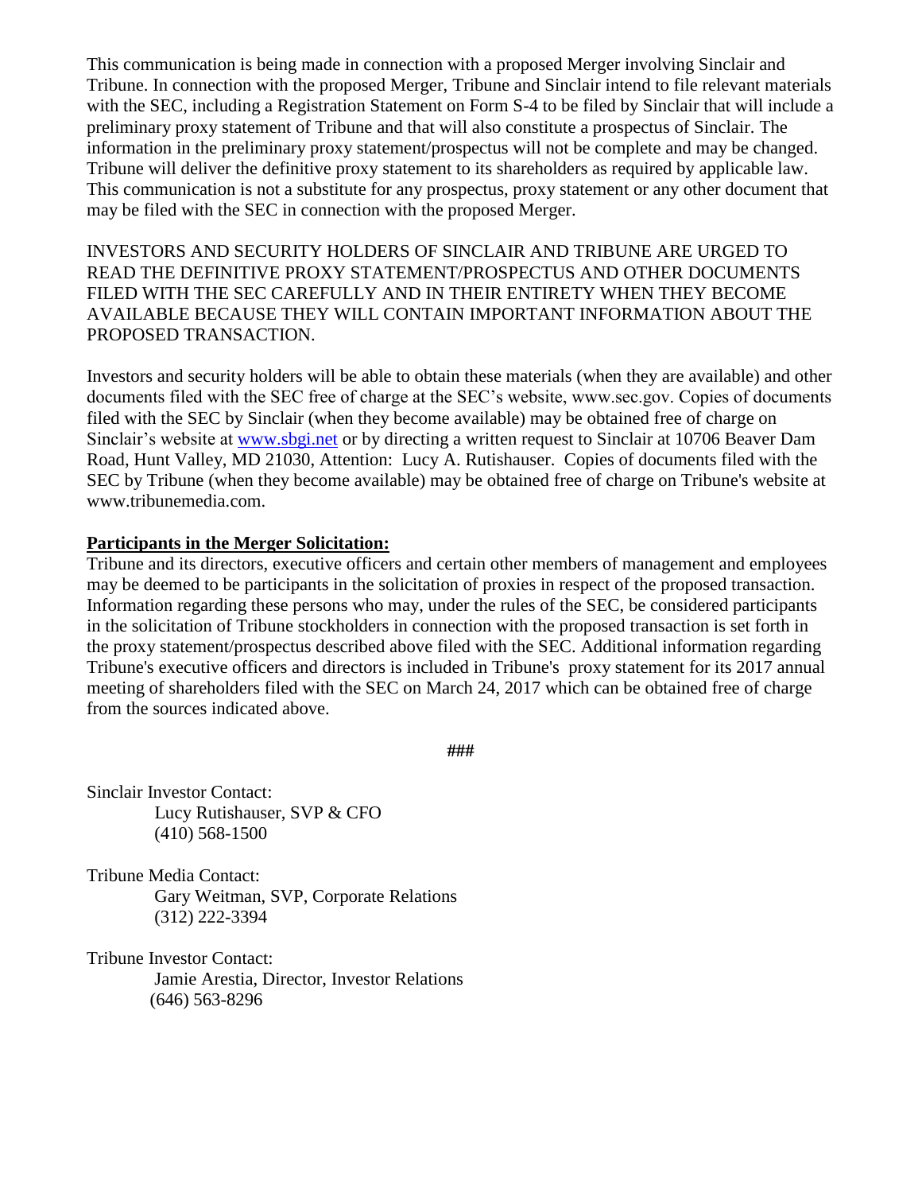This communication is being made in connection with a proposed Merger involving Sinclair and Tribune. In connection with the proposed Merger, Tribune and Sinclair intend to file relevant materials with the SEC, including a Registration Statement on Form S-4 to be filed by Sinclair that will include a preliminary proxy statement of Tribune and that will also constitute a prospectus of Sinclair. The information in the preliminary proxy statement/prospectus will not be complete and may be changed. Tribune will deliver the definitive proxy statement to its shareholders as required by applicable law. This communication is not a substitute for any prospectus, proxy statement or any other document that may be filed with the SEC in connection with the proposed Merger.

INVESTORS AND SECURITY HOLDERS OF SINCLAIR AND TRIBUNE ARE URGED TO READ THE DEFINITIVE PROXY STATEMENT/PROSPECTUS AND OTHER DOCUMENTS FILED WITH THE SEC CAREFULLY AND IN THEIR ENTIRETY WHEN THEY BECOME AVAILABLE BECAUSE THEY WILL CONTAIN IMPORTANT INFORMATION ABOUT THE PROPOSED TRANSACTION.

Investors and security holders will be able to obtain these materials (when they are available) and other documents filed with the SEC free of charge at the SEC's website, www.sec.gov. Copies of documents filed with the SEC by Sinclair (when they become available) may be obtained free of charge on Sinclair's website at www.sbgi.net or by directing a written request to Sinclair at 10706 Beaver Dam Road, Hunt Valley, MD 21030, Attention: Lucy A. Rutishauser. Copies of documents filed with the SEC by Tribune (when they become available) may be obtained free of charge on Tribune's website at www.tribunemedia.com.

**Participants in the Merger Solicitation:**

Tribune and its directors, executive officers and certain other members of management and employees may be deemed to be participants in the solicitation of proxies in respect of the proposed transaction. Information regarding these persons who may, under the rules of the SEC, be considered participants in the solicitation of Tribune stockholders in connection with the proposed transaction is set forth in the proxy statement/prospectus described above filed with the SEC. Additional information regarding Tribune's executive officers and directors is included in Tribune's proxy statement for its 2017 annual meeting of shareholders filed with the SEC on March 24, 2017 which can be obtained free of charge from the sources indicated above.

###

Sinclair Investor Contact:
Lucy Rutishauser, SVP & CFO
(410) 568-1500

Tribune Media Contact:
Gary Weitman, SVP, Corporate Relations
(312) 222-3394

Tribune Investor Contact:
Jamie Arestia, Director, Investor Relations
(646) 563-8296